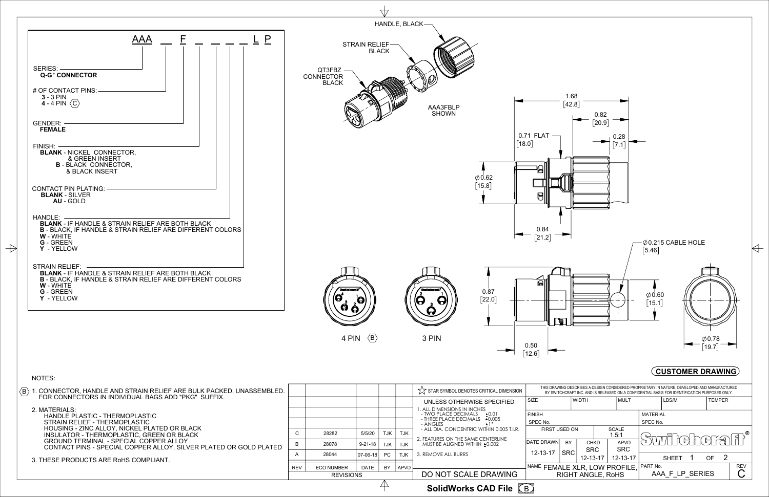# AAA _ F _ _ _ _ L P

**SERIES:**
**Q-G® CONNECTOR**

**# OF CONTACT PINS:**
- **3** - 3 PIN
- **4** - 4 PIN (C)

**GENDER:**
**FEMALE**

**FINISH:**
- **BLANK** - NICKEL CONNECTOR, & GREEN INSERT
- **B** - BLACK CONNECTOR, & BLACK INSERT

**CONTACT PIN PLATING:**
- **BLANK** - SILVER
- **AU** - GOLD

**HANDLE:**
- **BLANK** - IF HANDLE & STRAIN RELIEF ARE BOTH BLACK
- **B** - BLACK, IF HANDLE & STRAIN RELIEF ARE DIFFERENT COLORS
- **W** - WHITE
- **G** - GREEN
- **Y** - YELLOW

**STRAIN RELIEF:**
- **BLANK** - IF HANDLE & STRAIN RELIEF ARE BOTH BLACK
- **B** - BLACK, IF HANDLE & STRAIN RELIEF ARE DIFFERENT COLORS
- **W** - WHITE
- **G** - GREEN
- **Y** - YELLOW

HANDLE, BLACK
STRAIN RELIEF BLACK
QT3FBZ CONNECTOR BLACK
AAA3FBLP SHOWN

1.68 [42.8]
0.82 [20.9]
0.71 FLAT [18.0]
0.28 [7.1]
∅0.62 [15.8]
0.84 [21.2]
∅0.215 CABLE HOLE [5.46]
0.87 [22.0]
∅0.60 [15.1]
0.50 [12.6]
∅0.78 [19.7]

4 PIN (B) 3 PIN

**CUSTOMER DRAWING**

NOTES:

(B) 1. CONNECTOR, HANDLE AND STRAIN RELIEF ARE BULK PACKED, UNASSEMBLED. FOR CONNECTORS IN INDIVIDUAL BAGS ADD "PKG" SUFFIX.

2. MATERIALS:
   - HANDLE PLASTIC - THERMOPLASTIC
   - STRAIN RELIEF - THERMOPLASTIC
   - HOUSING - ZINC ALLOY, NICKEL PLATED OR BLACK
   - INSULATOR - THERMOPLASTIC, GREEN OR BLACK
   - GROUND TERMINAL - SPECIAL COPPER ALLOY
   - CONTACT PINS - SPECIAL COPPER ALLOY, SILVER PLATED OR GOLD PLATED

3. THESE PRODUCTS ARE RoHS COMPLIANT.

| REV | ECO NUMBER | DATE | BY | APVD |
|---|---|---|---|---|
| C | 28282 | 5/5/20 | TJK | TJK |
| B | 28078 | 9-21-18 | TJK | TJK |
| A | 28044 | 07-06-18 | PC | TJK |

REVISIONS

☆ STAR SYMBOL DENOTES CRITICAL DIMENSION

UNLESS OTHERWISE SPECIFIED
1. ALL DIMENSIONS IN INCHES
   - TWO PLACE DECIMALS ±0.01
   - THREE PLACE DECIMALS ±0.005
   - ANGLES ±1°
   - ALL DIA. CONCENTRIC WITHIN 0.005 T.I.R.
2. FEATURES ON THE SAME CENTERLINE MUST BE ALIGNED WITHIN ±0.002
3. REMOVE ALL BURRS

DO NOT SCALE DRAWING

THIS DRAWING DESCRIBES A DESIGN CONSIDERED PROPRIETARY IN NATURE, DEVELOPED AND MANUFACTURED BY SWITCHCRAFT INC. AND IS RELEASED ON A CONFIDENTIAL BASIS FOR IDENTIFICATION PURPOSES ONLY.

| SIZE | WIDTH | MULT | LBS/M | TEMPER |
|---|---|---|---|---|
| FINISH SPEC No. | | | MATERIAL SPEC No. | |
| FIRST USED ON | | SCALE 1.5:1 | Switchcraft® | |
| DATE DRAWN 12-13-17 | BY SRC | CHKD SRC 12-13-17 | APVD SRC 12-13-17 | SHEET 1 OF 2 |

NAME FEMALE XLR, LOW PROFILE, RIGHT ANGLE, RoHS

PART No. AAA_F_LP_SERIES

REV C

SolidWorks CAD File (B)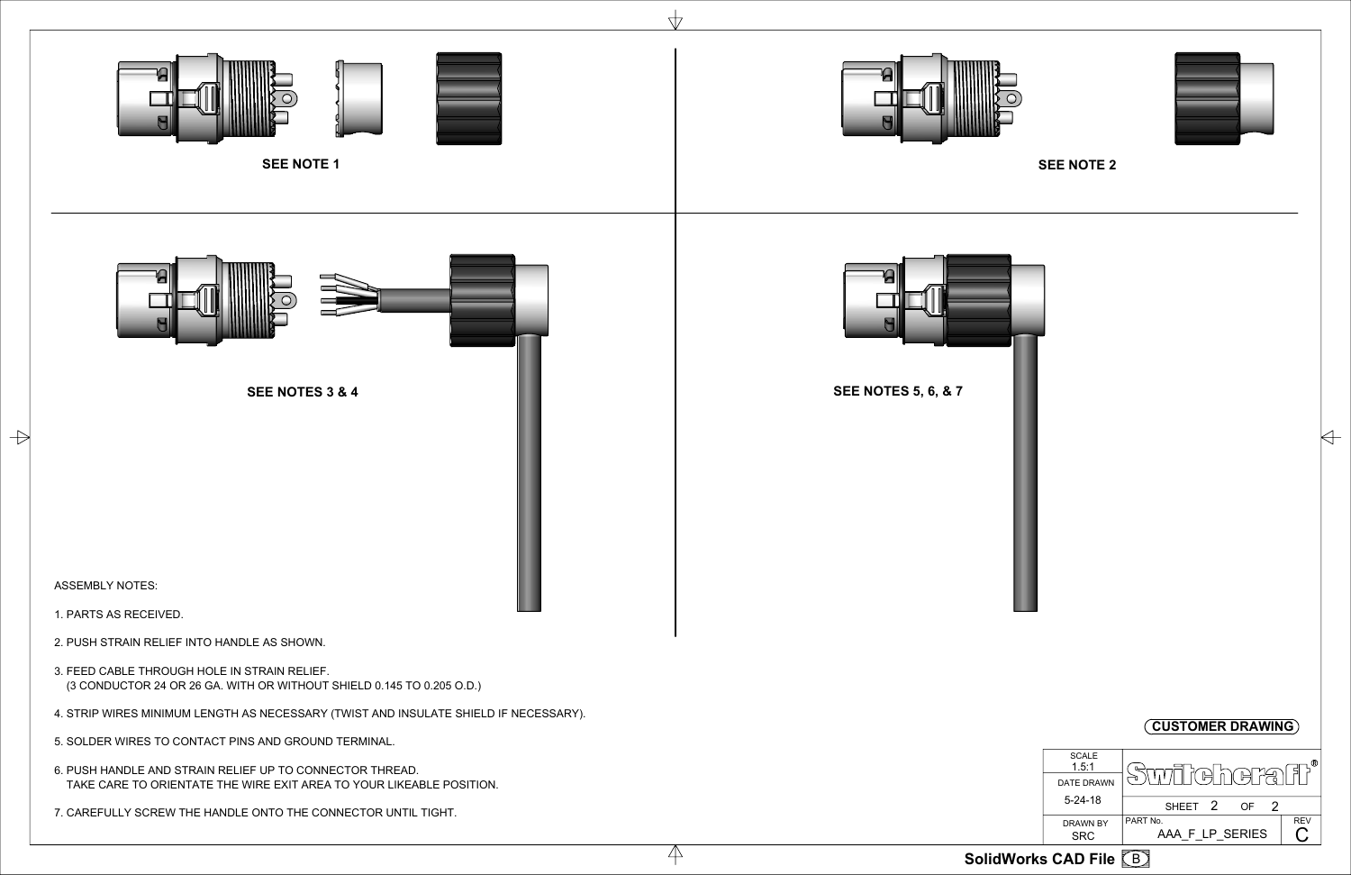SEE NOTE 1

SEE NOTE 2

SEE NOTES 3 & 4

SEE NOTES 5, 6, & 7

ASSEMBLY NOTES:

1. PARTS AS RECEIVED.
2. PUSH STRAIN RELIEF INTO HANDLE AS SHOWN.
3. FEED CABLE THROUGH HOLE IN STRAIN RELIEF.
   (3 CONDUCTOR 24 OR 26 GA. WITH OR WITHOUT SHIELD 0.145 TO 0.205 O.D.)
4. STRIP WIRES MINIMUM LENGTH AS NECESSARY (TWIST AND INSULATE SHIELD IF NECESSARY).
5. SOLDER WIRES TO CONTACT PINS AND GROUND TERMINAL.
6. PUSH HANDLE AND STRAIN RELIEF UP TO CONNECTOR THREAD.
   TAKE CARE TO ORIENTATE THE WIRE EXIT AREA TO YOUR LIKEABLE POSITION.
7. CAREFULLY SCREW THE HANDLE ONTO THE CONNECTOR UNTIL TIGHT.

CUSTOMER DRAWING

| | | |
|---|---|---|
| SCALE 1.5:1 | Switchcraft® | |
| DATE DRAWN 5-24-18 | SHEET 2 OF 2 | |
| DRAWN BY SRC | PART No. AAA_F_LP_SERIES | REV C |

SolidWorks CAD File B